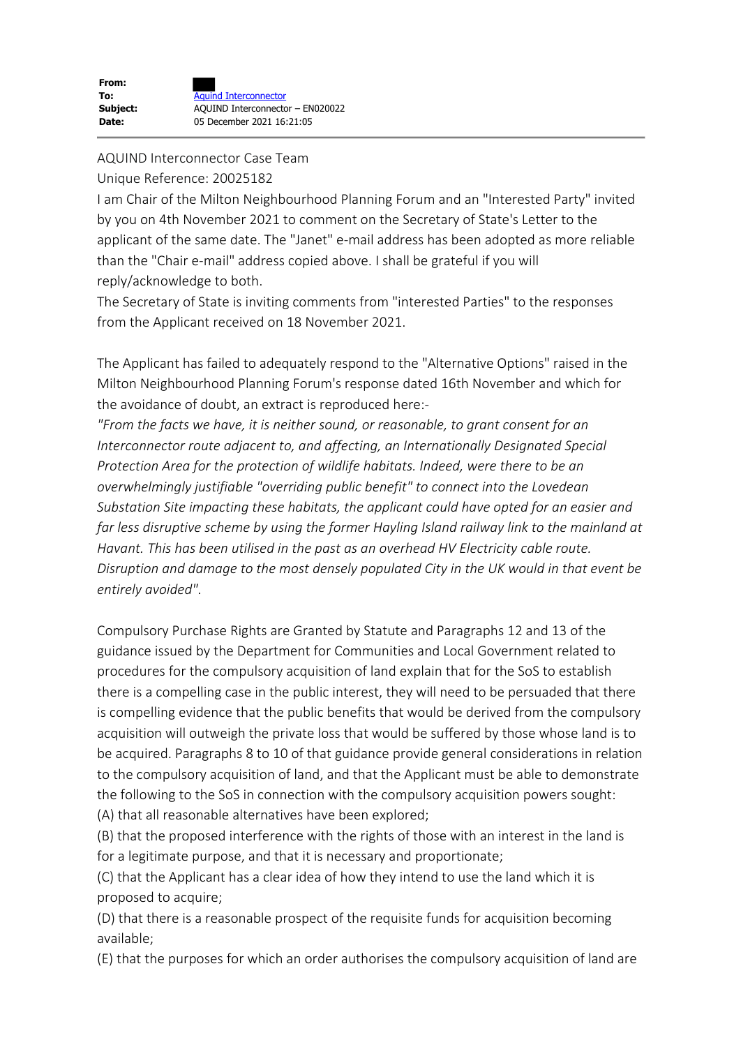| | |
|---|---|
| **From:** | |
| **To:** | Aquind Interconnector |
| **Subject:** | AQUIND Interconnector – EN020022 |
| **Date:** | 05 December 2021 16:21:05 |

AQUIND Interconnector Case Team

Unique Reference: 20025182

I am Chair of the Milton Neighbourhood Planning Forum and an "Interested Party" invited by you on 4th November 2021 to comment on the Secretary of State's Letter to the applicant of the same date. The "Janet" e-mail address has been adopted as more reliable than the "Chair e-mail" address copied above. I shall be grateful if you will reply/acknowledge to both.

The Secretary of State is inviting comments from "interested Parties" to the responses from the Applicant received on 18 November 2021.

The Applicant has failed to adequately respond to the "Alternative Options" raised in the Milton Neighbourhood Planning Forum's response dated 16th November and which for the avoidance of doubt, an extract is reproduced here:-

*"From the facts we have, it is neither sound, or reasonable, to grant consent for an Interconnector route adjacent to, and affecting, an Internationally Designated Special Protection Area for the protection of wildlife habitats. Indeed, were there to be an overwhelmingly justifiable "overriding public benefit" to connect into the Lovedean Substation Site impacting these habitats, the applicant could have opted for an easier and far less disruptive scheme by using the former Hayling Island railway link to the mainland at Havant. This has been utilised in the past as an overhead HV Electricity cable route. Disruption and damage to the most densely populated City in the UK would in that event be entirely avoided".*

Compulsory Purchase Rights are Granted by Statute and Paragraphs 12 and 13 of the guidance issued by the Department for Communities and Local Government related to procedures for the compulsory acquisition of land explain that for the SoS to establish there is a compelling case in the public interest, they will need to be persuaded that there is compelling evidence that the public benefits that would be derived from the compulsory acquisition will outweigh the private loss that would be suffered by those whose land is to be acquired. Paragraphs 8 to 10 of that guidance provide general considerations in relation to the compulsory acquisition of land, and that the Applicant must be able to demonstrate the following to the SoS in connection with the compulsory acquisition powers sought:

(A) that all reasonable alternatives have been explored;

(B) that the proposed interference with the rights of those with an interest in the land is for a legitimate purpose, and that it is necessary and proportionate;

(C) that the Applicant has a clear idea of how they intend to use the land which it is proposed to acquire;

(D) that there is a reasonable prospect of the requisite funds for acquisition becoming available;

(E) that the purposes for which an order authorises the compulsory acquisition of land are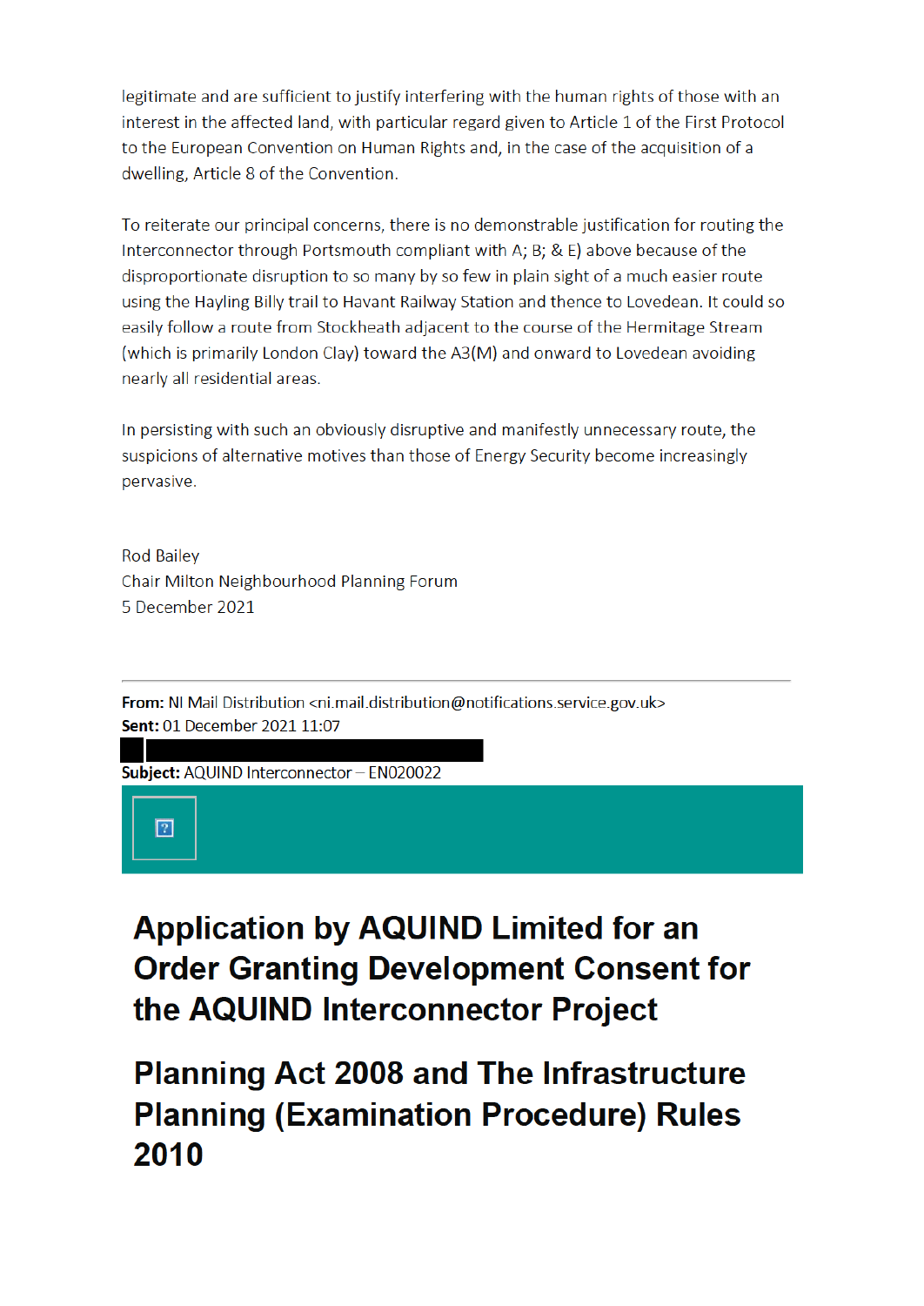legitimate and are sufficient to justify interfering with the human rights of those with an interest in the affected land, with particular regard given to Article 1 of the First Protocol to the European Convention on Human Rights and, in the case of the acquisition of a dwelling, Article 8 of the Convention.

To reiterate our principal concerns, there is no demonstrable justification for routing the Interconnector through Portsmouth compliant with A; B; & E) above because of the disproportionate disruption to so many by so few in plain sight of a much easier route using the Hayling Billy trail to Havant Railway Station and thence to Lovedean. It could so easily follow a route from Stockheath adjacent to the course of the Hermitage Stream (which is primarily London Clay) toward the A3(M) and onward to Lovedean avoiding nearly all residential areas.

In persisting with such an obviously disruptive and manifestly unnecessary route, the suspicions of alternative motives than those of Energy Security become increasingly pervasive.

Rod Bailey
Chair Milton Neighbourhood Planning Forum
5 December 2021

---

**From:** NI Mail Distribution <ni.mail.distribution@notifications.service.gov.uk>
**Sent:** 01 December 2021 11:07
**Subject:** AQUIND Interconnector – EN020022

# Application by AQUIND Limited for an Order Granting Development Consent for the AQUIND Interconnector Project

# Planning Act 2008 and The Infrastructure Planning (Examination Procedure) Rules 2010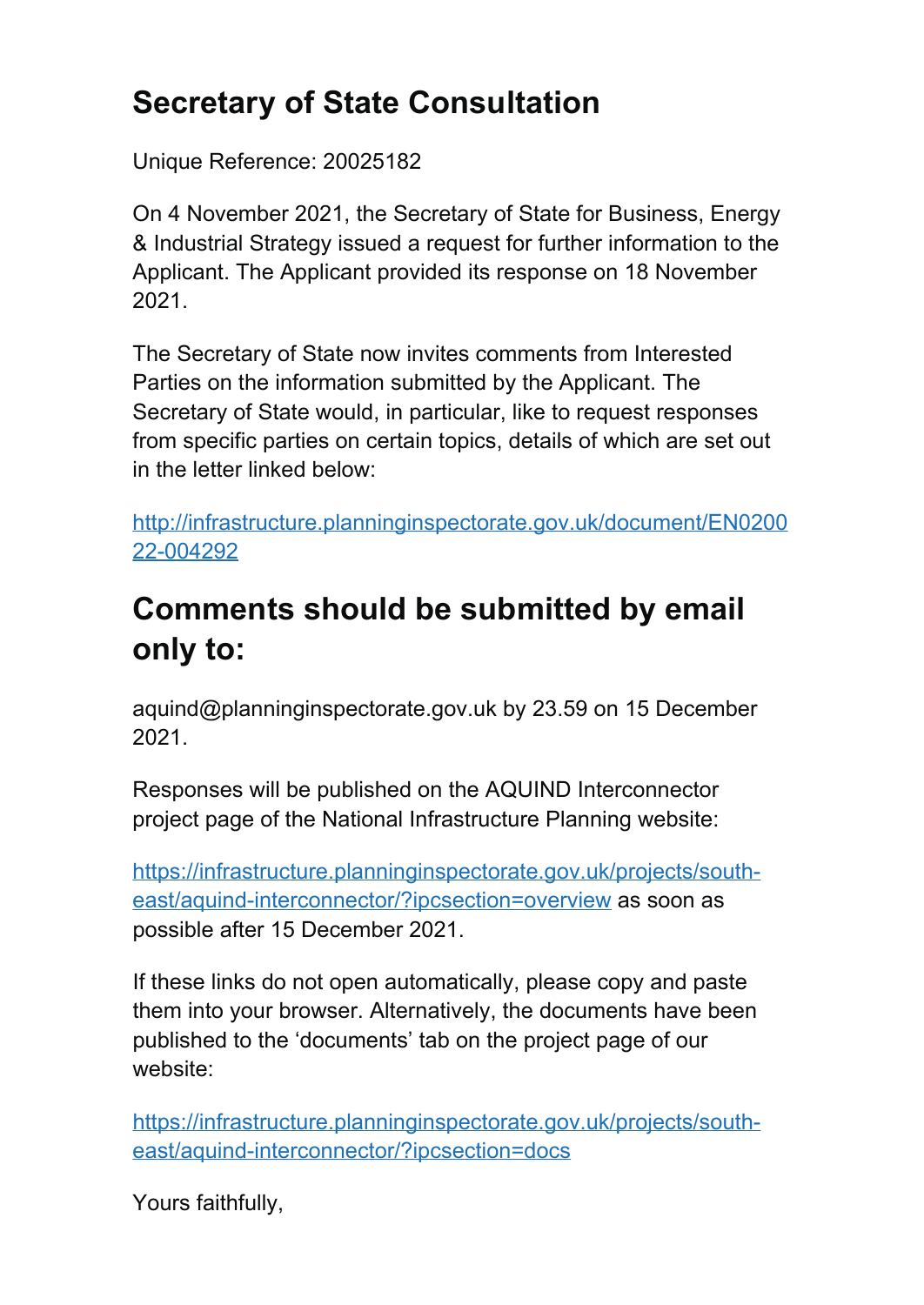# Secretary of State Consultation

Unique Reference: 20025182

On 4 November 2021, the Secretary of State for Business, Energy & Industrial Strategy issued a request for further information to the Applicant. The Applicant provided its response on 18 November 2021.

The Secretary of State now invites comments from Interested Parties on the information submitted by the Applicant. The Secretary of State would, in particular, like to request responses from specific parties on certain topics, details of which are set out in the letter linked below:

http://infrastructure.planninginspectorate.gov.uk/document/EN020022-004292

# Comments should be submitted by email only to:

aquind@planninginspectorate.gov.uk by 23.59 on 15 December 2021.

Responses will be published on the AQUIND Interconnector project page of the National Infrastructure Planning website:

https://infrastructure.planninginspectorate.gov.uk/projects/south-east/aquind-interconnector/?ipcsection=overview as soon as possible after 15 December 2021.

If these links do not open automatically, please copy and paste them into your browser. Alternatively, the documents have been published to the 'documents' tab on the project page of our website:

https://infrastructure.planninginspectorate.gov.uk/projects/south-east/aquind-interconnector/?ipcsection=docs

Yours faithfully,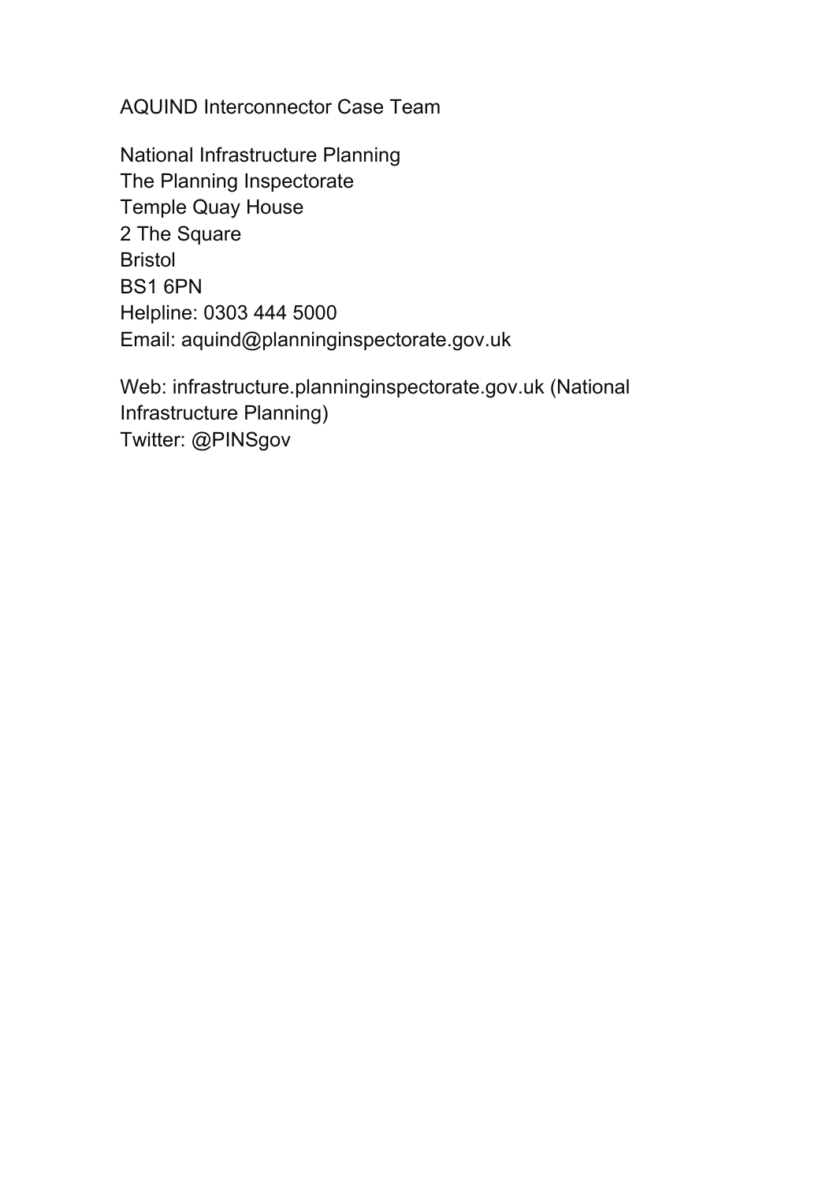AQUIND Interconnector Case Team

National Infrastructure Planning
The Planning Inspectorate
Temple Quay House
2 The Square
Bristol
BS1 6PN
Helpline: 0303 444 5000
Email: aquind@planninginspectorate.gov.uk

Web: infrastructure.planninginspectorate.gov.uk (National Infrastructure Planning)
Twitter: @PINSgov